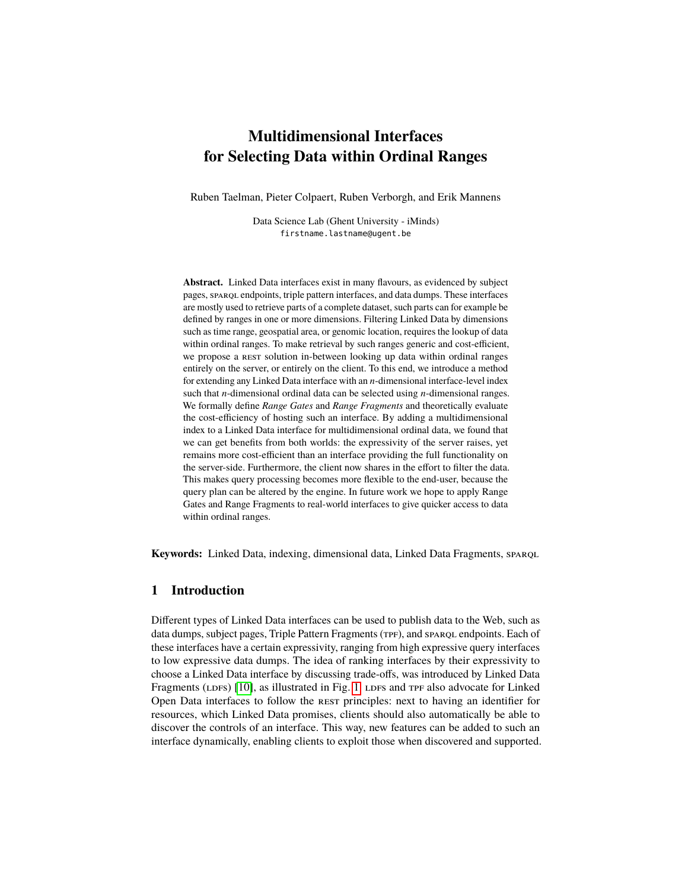# Multidimensional Interfaces for Selecting Data within Ordinal Ranges

Ruben Taelman, Pieter Colpaert, Ruben Verborgh, and Erik Mannens

Data Science Lab (Ghent University - iMinds)
firstname.lastname@ugent.be

**Abstract.** Linked Data interfaces exist in many flavours, as evidenced by subject pages, SPARQL endpoints, triple pattern interfaces, and data dumps. These interfaces are mostly used to retrieve parts of a complete dataset, such parts can for example be defined by ranges in one or more dimensions. Filtering Linked Data by dimensions such as time range, geospatial area, or genomic location, requires the lookup of data within ordinal ranges. To make retrieval by such ranges generic and cost-efficient, we propose a REST solution in-between looking up data within ordinal ranges entirely on the server, or entirely on the client. To this end, we introduce a method for extending any Linked Data interface with an $n$-dimensional interface-level index such that $n$-dimensional ordinal data can be selected using $n$-dimensional ranges. We formally define *Range Gates* and *Range Fragments* and theoretically evaluate the cost-efficiency of hosting such an interface. By adding a multidimensional index to a Linked Data interface for multidimensional ordinal data, we found that we can get benefits from both worlds: the expressivity of the server raises, yet remains more cost-efficient than an interface providing the full functionality on the server-side. Furthermore, the client now shares in the effort to filter the data. This makes query processing becomes more flexible to the end-user, because the query plan can be altered by the engine. In future work we hope to apply Range Gates and Range Fragments to real-world interfaces to give quicker access to data within ordinal ranges.

**Keywords:** Linked Data, indexing, dimensional data, Linked Data Fragments, SPARQL

## 1 Introduction

Different types of Linked Data interfaces can be used to publish data to the Web, such as data dumps, subject pages, Triple Pattern Fragments (TPF), and SPARQL endpoints. Each of these interfaces have a certain expressivity, ranging from high expressive query interfaces to low expressive data dumps. The idea of ranking interfaces by their expressivity to choose a Linked Data interface by discussing trade-offs, was introduced by Linked Data Fragments (LDFs) [10], as illustrated in Fig. 1. LDFs and TPF also advocate for Linked Open Data interfaces to follow the REST principles: next to having an identifier for resources, which Linked Data promises, clients should also automatically be able to discover the controls of an interface. This way, new features can be added to such an interface dynamically, enabling clients to exploit those when discovered and supported.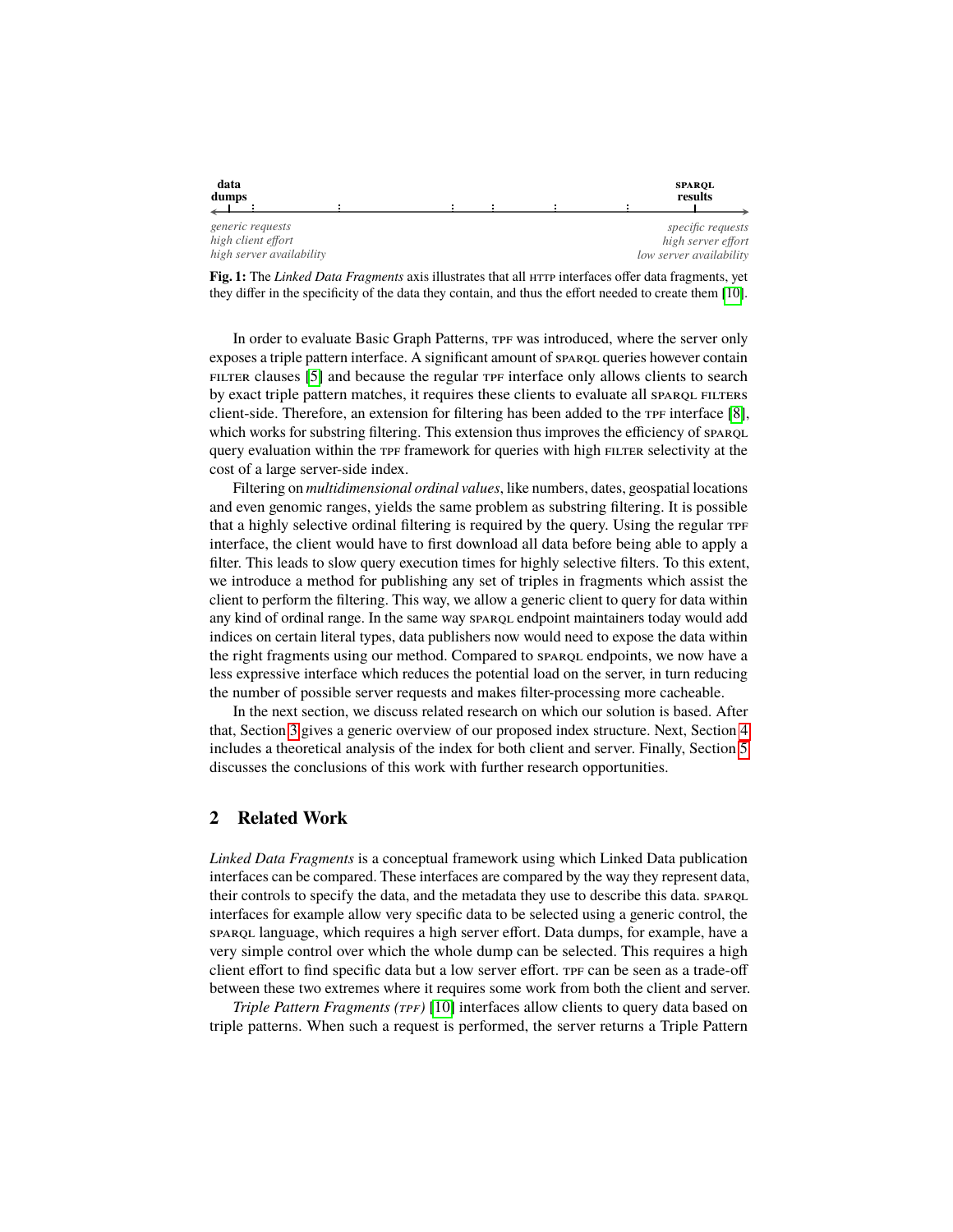**data dumps** ... **SPARQL results**

*generic requests* / *high client effort* / *high server availability* — *specific requests* / *high server effort* / *low server availability*

**Fig. 1:** The *Linked Data Fragments* axis illustrates that all HTTP interfaces offer data fragments, yet they differ in the specificity of the data they contain, and thus the effort needed to create them [10].

In order to evaluate Basic Graph Patterns, TPF was introduced, where the server only exposes a triple pattern interface. A significant amount of SPARQL queries however contain FILTER clauses [5] and because the regular TPF interface only allows clients to search by exact triple pattern matches, it requires these clients to evaluate all SPARQL FILTERS client-side. Therefore, an extension for filtering has been added to the TPF interface [8], which works for substring filtering. This extension thus improves the efficiency of SPARQL query evaluation within the TPF framework for queries with high FILTER selectivity at the cost of a large server-side index.

Filtering on *multidimensional ordinal values*, like numbers, dates, geospatial locations and even genomic ranges, yields the same problem as substring filtering. It is possible that a highly selective ordinal filtering is required by the query. Using the regular TPF interface, the client would have to first download all data before being able to apply a filter. This leads to slow query execution times for highly selective filters. To this extent, we introduce a method for publishing any set of triples in fragments which assist the client to perform the filtering. This way, we allow a generic client to query for data within any kind of ordinal range. In the same way SPARQL endpoint maintainers today would add indices on certain literal types, data publishers now would need to expose the data within the right fragments using our method. Compared to SPARQL endpoints, we now have a less expressive interface which reduces the potential load on the server, in turn reducing the number of possible server requests and makes filter-processing more cacheable.

In the next section, we discuss related research on which our solution is based. After that, Section 3 gives a generic overview of our proposed index structure. Next, Section 4 includes a theoretical analysis of the index for both client and server. Finally, Section 5 discusses the conclusions of this work with further research opportunities.

## 2 Related Work

*Linked Data Fragments* is a conceptual framework using which Linked Data publication interfaces can be compared. These interfaces are compared by the way they represent data, their controls to specify the data, and the metadata they use to describe this data. SPARQL interfaces for example allow very specific data to be selected using a generic control, the SPARQL language, which requires a high server effort. Data dumps, for example, have a very simple control over which the whole dump can be selected. This requires a high client effort to find specific data but a low server effort. TPF can be seen as a trade-off between these two extremes where it requires some work from both the client and server.

*Triple Pattern Fragments (TPF)* [10] interfaces allow clients to query data based on triple patterns. When such a request is performed, the server returns a Triple Pattern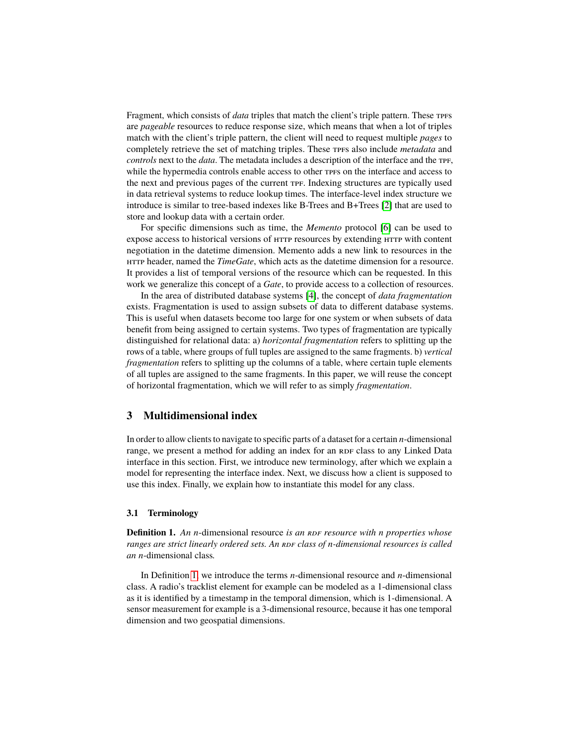Fragment, which consists of *data* triples that match the client's triple pattern. These TPFs are *pageable* resources to reduce response size, which means that when a lot of triples match with the client's triple pattern, the client will need to request multiple *pages* to completely retrieve the set of matching triples. These TPFs also include *metadata* and *controls* next to the *data*. The metadata includes a description of the interface and the TPF, while the hypermedia controls enable access to other TPFs on the interface and access to the next and previous pages of the current TPF. Indexing structures are typically used in data retrieval systems to reduce lookup times. The interface-level index structure we introduce is similar to tree-based indexes like B-Trees and B+Trees [2] that are used to store and lookup data with a certain order.

For specific dimensions such as time, the *Memento* protocol [6] can be used to expose access to historical versions of HTTP resources by extending HTTP with content negotiation in the datetime dimension. Memento adds a new link to resources in the HTTP header, named the *TimeGate*, which acts as the datetime dimension for a resource. It provides a list of temporal versions of the resource which can be requested. In this work we generalize this concept of a *Gate*, to provide access to a collection of resources.

In the area of distributed database systems [4], the concept of *data fragmentation* exists. Fragmentation is used to assign subsets of data to different database systems. This is useful when datasets become too large for one system or when subsets of data benefit from being assigned to certain systems. Two types of fragmentation are typically distinguished for relational data: a) *horizontal fragmentation* refers to splitting up the rows of a table, where groups of full tuples are assigned to the same fragments. b) *vertical fragmentation* refers to splitting up the columns of a table, where certain tuple elements of all tuples are assigned to the same fragments. In this paper, we will reuse the concept of horizontal fragmentation, which we will refer to as simply *fragmentation*.

## 3 Multidimensional index

In order to allow clients to navigate to specific parts of a dataset for a certain $n$-dimensional range, we present a method for adding an index for an RDF class to any Linked Data interface in this section. First, we introduce new terminology, after which we explain a model for representing the interface index. Next, we discuss how a client is supposed to use this index. Finally, we explain how to instantiate this model for any class.

### 3.1 Terminology

**Definition 1.** *An* $n$-dimensional resource *is an RDF resource with n properties whose ranges are strict linearly ordered sets. An RDF class of n-dimensional resources is called an* $n$-dimensional class*.*

In Definition 1, we introduce the terms $n$-dimensional resource and $n$-dimensional class. A radio's tracklist element for example can be modeled as a 1-dimensional class as it is identified by a timestamp in the temporal dimension, which is 1-dimensional. A sensor measurement for example is a 3-dimensional resource, because it has one temporal dimension and two geospatial dimensions.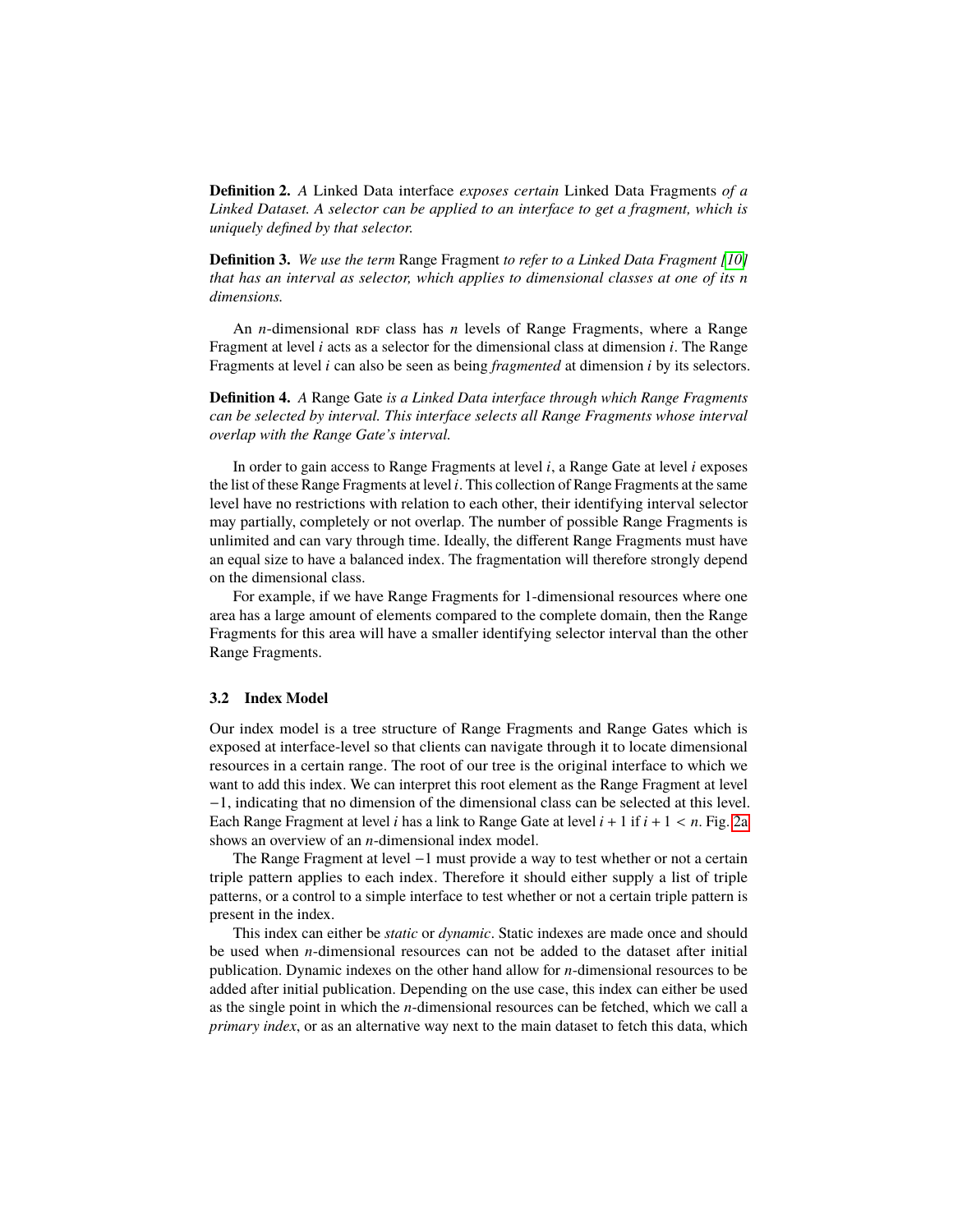**Definition 2.** *A* Linked Data interface *exposes certain* Linked Data Fragments *of a Linked Dataset. A selector can be applied to an interface to get a fragment, which is uniquely defined by that selector.*

**Definition 3.** *We use the term* Range Fragment *to refer to a Linked Data Fragment [10] that has an interval as selector, which applies to dimensional classes at one of its n dimensions.*

An $n$-dimensional RDF class has $n$ levels of Range Fragments, where a Range Fragment at level $i$ acts as a selector for the dimensional class at dimension $i$. The Range Fragments at level $i$ can also be seen as being *fragmented* at dimension $i$ by its selectors.

**Definition 4.** *A* Range Gate *is a Linked Data interface through which Range Fragments can be selected by interval. This interface selects all Range Fragments whose interval overlap with the Range Gate's interval.*

In order to gain access to Range Fragments at level $i$, a Range Gate at level $i$ exposes the list of these Range Fragments at level $i$. This collection of Range Fragments at the same level have no restrictions with relation to each other, their identifying interval selector may partially, completely or not overlap. The number of possible Range Fragments is unlimited and can vary through time. Ideally, the different Range Fragments must have an equal size to have a balanced index. The fragmentation will therefore strongly depend on the dimensional class.

For example, if we have Range Fragments for 1-dimensional resources where one area has a large amount of elements compared to the complete domain, then the Range Fragments for this area will have a smaller identifying selector interval than the other Range Fragments.

### 3.2 Index Model

Our index model is a tree structure of Range Fragments and Range Gates which is exposed at interface-level so that clients can navigate through it to locate dimensional resources in a certain range. The root of our tree is the original interface to which we want to add this index. We can interpret this root element as the Range Fragment at level $-1$, indicating that no dimension of the dimensional class can be selected at this level. Each Range Fragment at level $i$ has a link to Range Gate at level $i + 1$ if $i + 1 < n$. Fig. 2a shows an overview of an $n$-dimensional index model.

The Range Fragment at level $-1$ must provide a way to test whether or not a certain triple pattern applies to each index. Therefore it should either supply a list of triple patterns, or a control to a simple interface to test whether or not a certain triple pattern is present in the index.

This index can either be *static* or *dynamic*. Static indexes are made once and should be used when $n$-dimensional resources can not be added to the dataset after initial publication. Dynamic indexes on the other hand allow for $n$-dimensional resources to be added after initial publication. Depending on the use case, this index can either be used as the single point in which the $n$-dimensional resources can be fetched, which we call a *primary index*, or as an alternative way next to the main dataset to fetch this data, which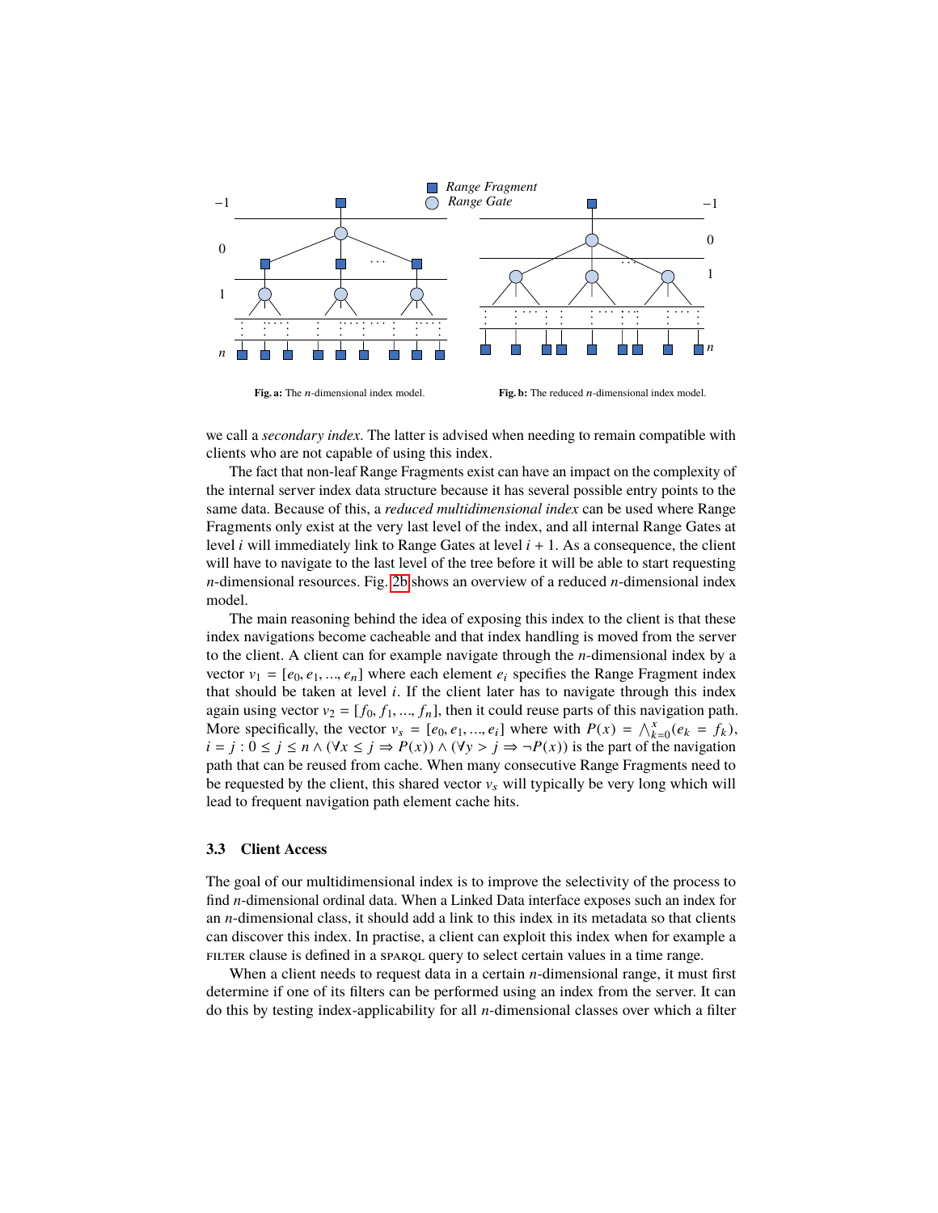Fig. a: The $n$-dimensional index model.

Fig. b: The reduced $n$-dimensional index model.

we call a *secondary index*. The latter is advised when needing to remain compatible with clients who are not capable of using this index.

The fact that non-leaf Range Fragments exist can have an impact on the complexity of the internal server index data structure because it has several possible entry points to the same data. Because of this, a *reduced multidimensional index* can be used where Range Fragments only exist at the very last level of the index, and all internal Range Gates at level $i$ will immediately link to Range Gates at level $i + 1$. As a consequence, the client will have to navigate to the last level of the tree before it will be able to start requesting $n$-dimensional resources. Fig. 2b shows an overview of a reduced $n$-dimensional index model.

The main reasoning behind the idea of exposing this index to the client is that these index navigations become cacheable and that index handling is moved from the server to the client. A client can for example navigate through the $n$-dimensional index by a vector $v_1 = [e_0, e_1, ..., e_n]$ where each element $e_i$ specifies the Range Fragment index that should be taken at level $i$. If the client later has to navigate through this index again using vector $v_2 = [f_0, f_1, ..., f_n]$, then it could reuse parts of this navigation path. More specifically, the vector $v_s = [e_0, e_1, ..., e_i]$ where with $P(x) = \bigwedge_{k=0}^{x}(e_k = f_k)$, $i = j : 0 \leq j \leq n \wedge (\forall x \leq j \Rightarrow P(x)) \wedge (\forall y > j \Rightarrow \neg P(x))$ is the part of the navigation path that can be reused from cache. When many consecutive Range Fragments need to be requested by the client, this shared vector $v_s$ will typically be very long which will lead to frequent navigation path element cache hits.

### 3.3 Client Access

The goal of our multidimensional index is to improve the selectivity of the process to find $n$-dimensional ordinal data. When a Linked Data interface exposes such an index for an $n$-dimensional class, it should add a link to this index in its metadata so that clients can discover this index. In practise, a client can exploit this index when for example a FILTER clause is defined in a SPARQL query to select certain values in a time range.

When a client needs to request data in a certain $n$-dimensional range, it must first determine if one of its filters can be performed using an index from the server. It can do this by testing index-applicability for all $n$-dimensional classes over which a filter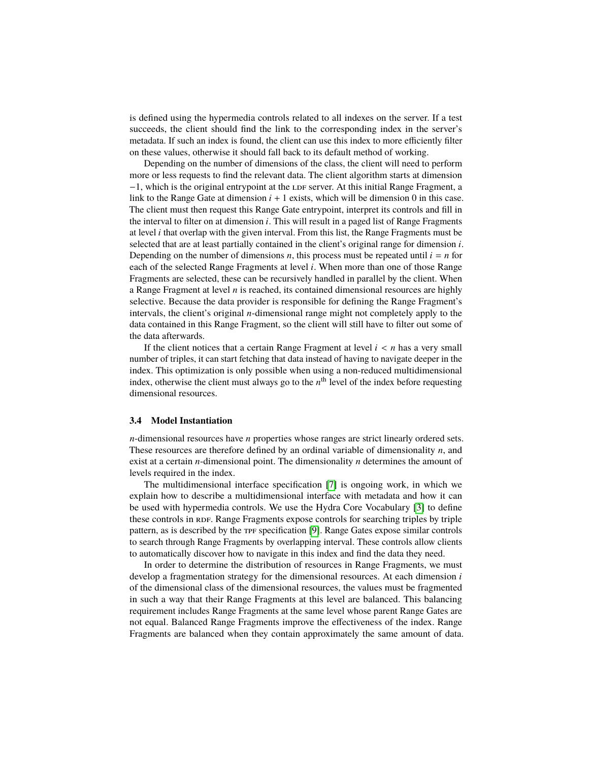is defined using the hypermedia controls related to all indexes on the server. If a test succeeds, the client should find the link to the corresponding index in the server's metadata. If such an index is found, the client can use this index to more efficiently filter on these values, otherwise it should fall back to its default method of working.

Depending on the number of dimensions of the class, the client will need to perform more or less requests to find the relevant data. The client algorithm starts at dimension $-1$, which is the original entrypoint at the LDF server. At this initial Range Fragment, a link to the Range Gate at dimension $i + 1$ exists, which will be dimension 0 in this case. The client must then request this Range Gate entrypoint, interpret its controls and fill in the interval to filter on at dimension $i$. This will result in a paged list of Range Fragments at level $i$ that overlap with the given interval. From this list, the Range Fragments must be selected that are at least partially contained in the client's original range for dimension $i$. Depending on the number of dimensions $n$, this process must be repeated until $i = n$ for each of the selected Range Fragments at level $i$. When more than one of those Range Fragments are selected, these can be recursively handled in parallel by the client. When a Range Fragment at level $n$ is reached, its contained dimensional resources are highly selective. Because the data provider is responsible for defining the Range Fragment's intervals, the client's original $n$-dimensional range might not completely apply to the data contained in this Range Fragment, so the client will still have to filter out some of the data afterwards.

If the client notices that a certain Range Fragment at level $i < n$ has a very small number of triples, it can start fetching that data instead of having to navigate deeper in the index. This optimization is only possible when using a non-reduced multidimensional index, otherwise the client must always go to the $n^{\text{th}}$ level of the index before requesting dimensional resources.

### 3.4 Model Instantiation

$n$-dimensional resources have $n$ properties whose ranges are strict linearly ordered sets. These resources are therefore defined by an ordinal variable of dimensionality $n$, and exist at a certain $n$-dimensional point. The dimensionality $n$ determines the amount of levels required in the index.

The multidimensional interface specification [7] is ongoing work, in which we explain how to describe a multidimensional interface with metadata and how it can be used with hypermedia controls. We use the Hydra Core Vocabulary [3] to define these controls in RDF. Range Fragments expose controls for searching triples by triple pattern, as is described by the TPF specification [9]. Range Gates expose similar controls to search through Range Fragments by overlapping interval. These controls allow clients to automatically discover how to navigate in this index and find the data they need.

In order to determine the distribution of resources in Range Fragments, we must develop a fragmentation strategy for the dimensional resources. At each dimension $i$ of the dimensional class of the dimensional resources, the values must be fragmented in such a way that their Range Fragments at this level are balanced. This balancing requirement includes Range Fragments at the same level whose parent Range Gates are not equal. Balanced Range Fragments improve the effectiveness of the index. Range Fragments are balanced when they contain approximately the same amount of data.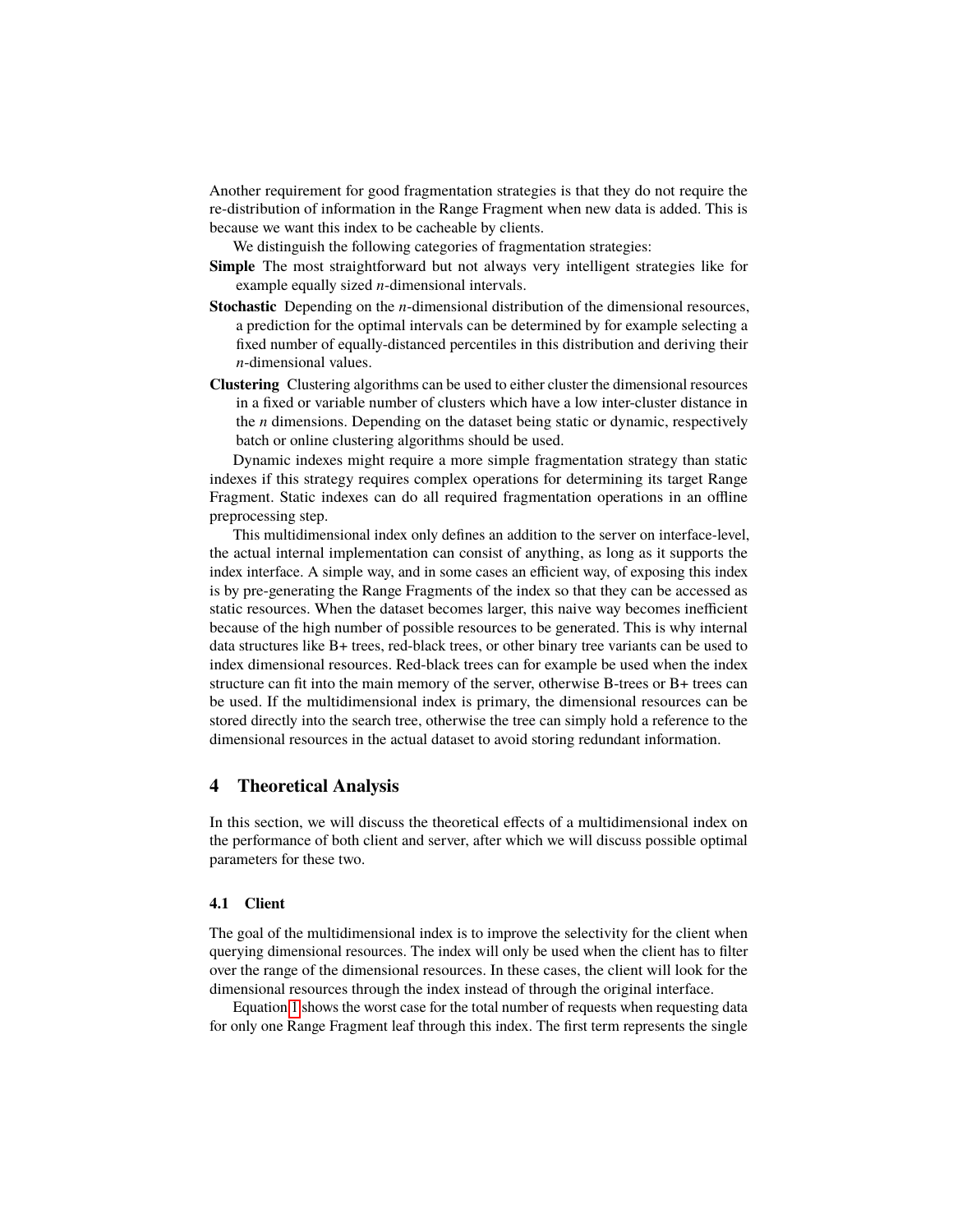Another requirement for good fragmentation strategies is that they do not require the re-distribution of information in the Range Fragment when new data is added. This is because we want this index to be cacheable by clients.

We distinguish the following categories of fragmentation strategies:

**Simple** The most straightforward but not always very intelligent strategies like for example equally sized $n$-dimensional intervals.

**Stochastic** Depending on the $n$-dimensional distribution of the dimensional resources, a prediction for the optimal intervals can be determined by for example selecting a fixed number of equally-distanced percentiles in this distribution and deriving their $n$-dimensional values.

**Clustering** Clustering algorithms can be used to either cluster the dimensional resources in a fixed or variable number of clusters which have a low inter-cluster distance in the $n$ dimensions. Depending on the dataset being static or dynamic, respectively batch or online clustering algorithms should be used.

Dynamic indexes might require a more simple fragmentation strategy than static indexes if this strategy requires complex operations for determining its target Range Fragment. Static indexes can do all required fragmentation operations in an offline preprocessing step.

This multidimensional index only defines an addition to the server on interface-level, the actual internal implementation can consist of anything, as long as it supports the index interface. A simple way, and in some cases an efficient way, of exposing this index is by pre-generating the Range Fragments of the index so that they can be accessed as static resources. When the dataset becomes larger, this naive way becomes inefficient because of the high number of possible resources to be generated. This is why internal data structures like B+ trees, red-black trees, or other binary tree variants can be used to index dimensional resources. Red-black trees can for example be used when the index structure can fit into the main memory of the server, otherwise B-trees or B+ trees can be used. If the multidimensional index is primary, the dimensional resources can be stored directly into the search tree, otherwise the tree can simply hold a reference to the dimensional resources in the actual dataset to avoid storing redundant information.

## 4 Theoretical Analysis

In this section, we will discuss the theoretical effects of a multidimensional index on the performance of both client and server, after which we will discuss possible optimal parameters for these two.

### 4.1 Client

The goal of the multidimensional index is to improve the selectivity for the client when querying dimensional resources. The index will only be used when the client has to filter over the range of the dimensional resources. In these cases, the client will look for the dimensional resources through the index instead of through the original interface.

Equation 1 shows the worst case for the total number of requests when requesting data for only one Range Fragment leaf through this index. The first term represents the single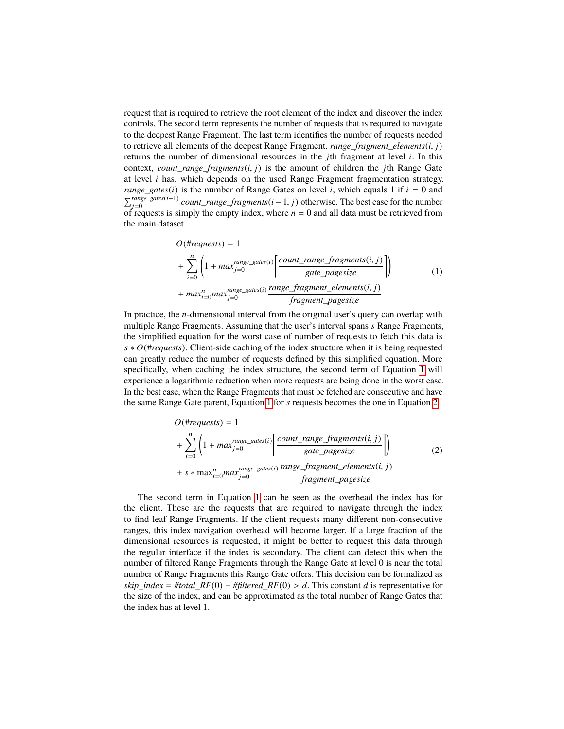request that is required to retrieve the root element of the index and discover the index controls. The second term represents the number of requests that is required to navigate to the deepest Range Fragment. The last term identifies the number of requests needed to retrieve all elements of the deepest Range Fragment. $range\_fragment\_elements(i, j)$ returns the number of dimensional resources in the $j$th fragment at level $i$. In this context, $count\_range\_fragments(i, j)$ is the amount of children the $j$th Range Gate at level $i$ has, which depends on the used Range Fragment fragmentation strategy. $range\_gates(i)$ is the number of Range Gates on level $i$, which equals 1 if $i = 0$ and $\sum_{j=0}^{range\_gates(i-1)} count\_range\_fragments(i-1, j)$ otherwise. The best case for the number of requests is simply the empty index, where $n = 0$ and all data must be retrieved from the main dataset.

$$
\begin{aligned}
O(\#requests) &= 1 \\
&+ \sum_{i=0}^{n} \left(1 + max_{j=0}^{range\_gates(i)} \left\lceil \frac{count\_range\_fragments(i, j)}{gate\_pagesize} \right\rceil \right) \\
&+ max_{i=0}^{n} max_{j=0}^{range\_gates(i)} \frac{range\_fragment\_elements(i, j)}{fragment\_pagesize}
\end{aligned}
\tag{1}
$$

In practice, the $n$-dimensional interval from the original user's query can overlap with multiple Range Fragments. Assuming that the user's interval spans $s$ Range Fragments, the simplified equation for the worst case of number of requests to fetch this data is $s * O(\#requests)$. Client-side caching of the index structure when it is being requested can greatly reduce the number of requests defined by this simplified equation. More specifically, when caching the index structure, the second term of Equation 1 will experience a logarithmic reduction when more requests are being done in the worst case. In the best case, when the Range Fragments that must be fetched are consecutive and have the same Range Gate parent, Equation 1 for $s$ requests becomes the one in Equation 2.

$$
\begin{aligned}
O(\#requests) &= 1 \\
&+ \sum_{i=0}^{n} \left(1 + max_{j=0}^{range\_gates(i)} \left\lceil \frac{count\_range\_fragments(i, j)}{gate\_pagesize} \right\rceil \right) \\
&+ s * \max_{i=0}^{n} max_{j=0}^{range\_gates(i)} \frac{range\_fragment\_elements(i, j)}{fragment\_pagesize}
\end{aligned}
\tag{2}
$$

The second term in Equation 1 can be seen as the overhead the index has for the client. These are the requests that are required to navigate through the index to find leaf Range Fragments. If the client requests many different non-consecutive ranges, this index navigation overhead will become larger. If a large fraction of the dimensional resources is requested, it might be better to request this data through the regular interface if the index is secondary. The client can detect this when the number of filtered Range Fragments through the Range Gate at level 0 is near the total number of Range Fragments this Range Gate offers. This decision can be formalized as $skip\_index = \#total\_RF(0) - \#filtered\_RF(0) > d$. This constant $d$ is representative for the size of the index, and can be approximated as the total number of Range Gates that the index has at level 1.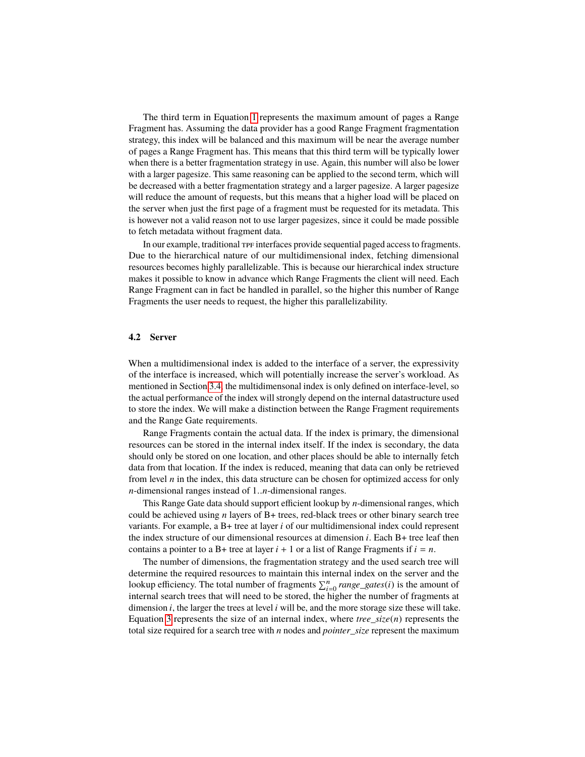The third term in Equation 1 represents the maximum amount of pages a Range Fragment has. Assuming the data provider has a good Range Fragment fragmentation strategy, this index will be balanced and this maximum will be near the average number of pages a Range Fragment has. This means that this third term will be typically lower when there is a better fragmentation strategy in use. Again, this number will also be lower with a larger pagesize. This same reasoning can be applied to the second term, which will be decreased with a better fragmentation strategy and a larger pagesize. A larger pagesize will reduce the amount of requests, but this means that a higher load will be placed on the server when just the first page of a fragment must be requested for its metadata. This is however not a valid reason not to use larger pagesizes, since it could be made possible to fetch metadata without fragment data.

In our example, traditional TPF interfaces provide sequential paged access to fragments. Due to the hierarchical nature of our multidimensional index, fetching dimensional resources becomes highly parallelizable. This is because our hierarchical index structure makes it possible to know in advance which Range Fragments the client will need. Each Range Fragment can in fact be handled in parallel, so the higher this number of Range Fragments the user needs to request, the higher this parallelizability.

### 4.2 Server

When a multidimensional index is added to the interface of a server, the expressivity of the interface is increased, which will potentially increase the server's workload. As mentioned in Section 3.4, the multidimensonal index is only defined on interface-level, so the actual performance of the index will strongly depend on the internal datastructure used to store the index. We will make a distinction between the Range Fragment requirements and the Range Gate requirements.

Range Fragments contain the actual data. If the index is primary, the dimensional resources can be stored in the internal index itself. If the index is secondary, the data should only be stored on one location, and other places should be able to internally fetch data from that location. If the index is reduced, meaning that data can only be retrieved from level $n$ in the index, this data structure can be chosen for optimized access for only $n$-dimensional ranges instead of $1..n$-dimensional ranges.

This Range Gate data should support efficient lookup by $n$-dimensional ranges, which could be achieved using $n$ layers of B+ trees, red-black trees or other binary search tree variants. For example, a B+ tree at layer $i$ of our multidimensional index could represent the index structure of our dimensional resources at dimension $i$. Each B+ tree leaf then contains a pointer to a B+ tree at layer $i + 1$ or a list of Range Fragments if $i = n$.

The number of dimensions, the fragmentation strategy and the used search tree will determine the required resources to maintain this internal index on the server and the lookup efficiency. The total number of fragments $\sum_{i=0}^{n} range\_gates(i)$ is the amount of internal search trees that will need to be stored, the higher the number of fragments at dimension $i$, the larger the trees at level $i$ will be, and the more storage size these will take. Equation 3 represents the size of an internal index, where $tree\_size(n)$ represents the total size required for a search tree with $n$ nodes and $pointer\_size$ represent the maximum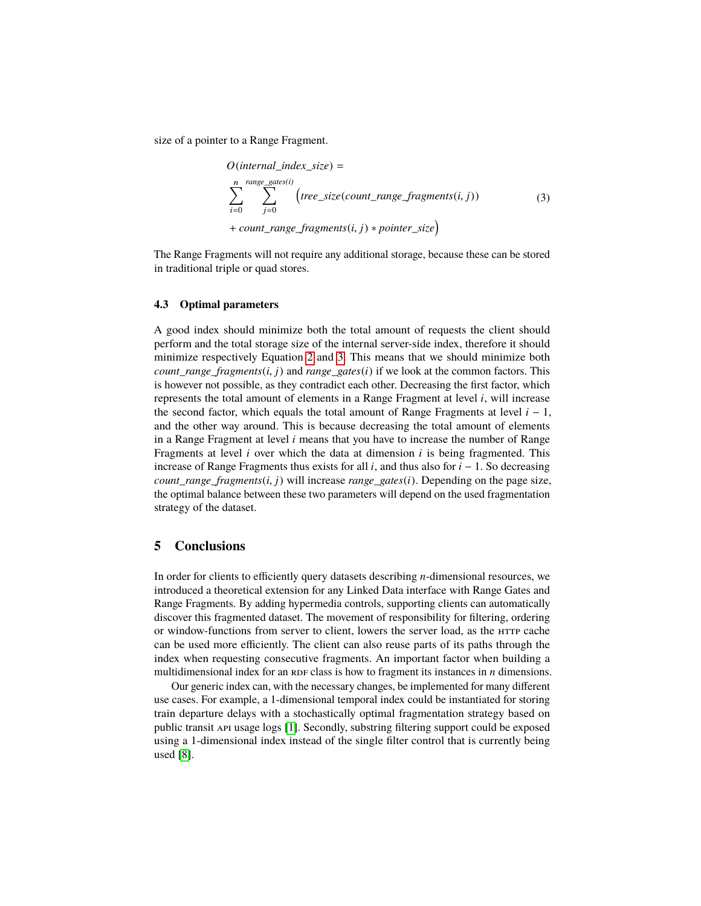size of a pointer to a Range Fragment.

$$
\begin{aligned}
&O(internal\_index\_size) = \\
&\sum_{i=0}^{n} \sum_{j=0}^{range\_gates(i)} \Big( tree\_size(count\_range\_fragments(i, j)) \\
&+ count\_range\_fragments(i, j) * pointer\_size \Big)
\end{aligned} \tag{3}
$$

The Range Fragments will not require any additional storage, because these can be stored in traditional triple or quad stores.

### 4.3 Optimal parameters

A good index should minimize both the total amount of requests the client should perform and the total storage size of the internal server-side index, therefore it should minimize respectively Equation 2 and 3. This means that we should minimize both $count\_range\_fragments(i, j)$ and $range\_gates(i)$ if we look at the common factors. This is however not possible, as they contradict each other. Decreasing the first factor, which represents the total amount of elements in a Range Fragment at level $i$, will increase the second factor, which equals the total amount of Range Fragments at level $i-1$, and the other way around. This is because decreasing the total amount of elements in a Range Fragment at level $i$ means that you have to increase the number of Range Fragments at level $i$ over which the data at dimension $i$ is being fragmented. This increase of Range Fragments thus exists for all $i$, and thus also for $i-1$. So decreasing $count\_range\_fragments(i, j)$ will increase $range\_gates(i)$. Depending on the page size, the optimal balance between these two parameters will depend on the used fragmentation strategy of the dataset.

## 5 Conclusions

In order for clients to efficiently query datasets describing $n$-dimensional resources, we introduced a theoretical extension for any Linked Data interface with Range Gates and Range Fragments. By adding hypermedia controls, supporting clients can automatically discover this fragmented dataset. The movement of responsibility for filtering, ordering or window-functions from server to client, lowers the server load, as the HTTP cache can be used more efficiently. The client can also reuse parts of its paths through the index when requesting consecutive fragments. An important factor when building a multidimensional index for an RDF class is how to fragment its instances in $n$ dimensions.

Our generic index can, with the necessary changes, be implemented for many different use cases. For example, a 1-dimensional temporal index could be instantiated for storing train departure delays with a stochastically optimal fragmentation strategy based on public transit API usage logs [1]. Secondly, substring filtering support could be exposed using a 1-dimensional index instead of the single filter control that is currently being used [8].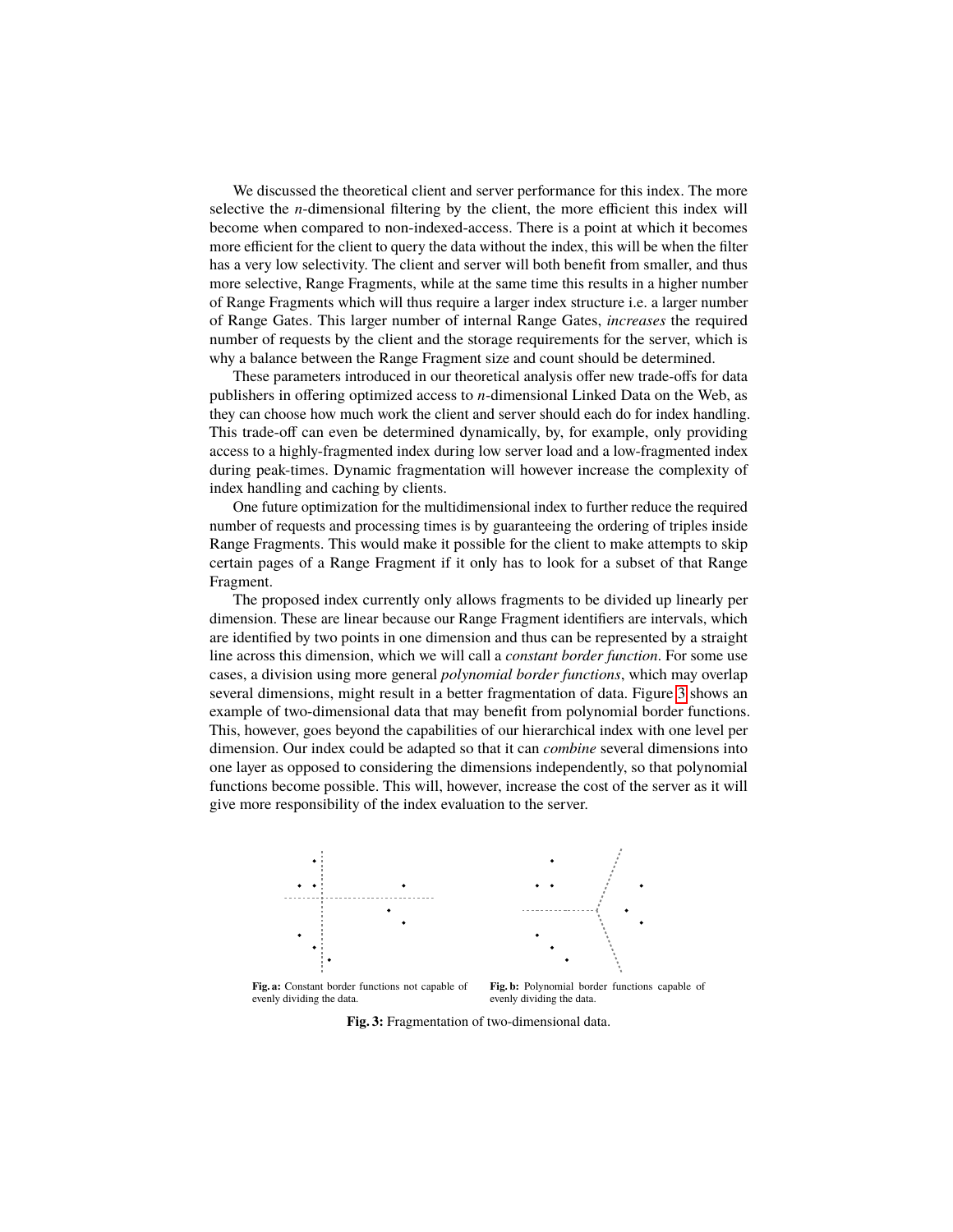We discussed the theoretical client and server performance for this index. The more selective the $n$-dimensional filtering by the client, the more efficient this index will become when compared to non-indexed-access. There is a point at which it becomes more efficient for the client to query the data without the index, this will be when the filter has a very low selectivity. The client and server will both benefit from smaller, and thus more selective, Range Fragments, while at the same time this results in a higher number of Range Fragments which will thus require a larger index structure i.e. a larger number of Range Gates. This larger number of internal Range Gates, *increases* the required number of requests by the client and the storage requirements for the server, which is why a balance between the Range Fragment size and count should be determined.

These parameters introduced in our theoretical analysis offer new trade-offs for data publishers in offering optimized access to $n$-dimensional Linked Data on the Web, as they can choose how much work the client and server should each do for index handling. This trade-off can even be determined dynamically, by, for example, only providing access to a highly-fragmented index during low server load and a low-fragmented index during peak-times. Dynamic fragmentation will however increase the complexity of index handling and caching by clients.

One future optimization for the multidimensional index to further reduce the required number of requests and processing times is by guaranteeing the ordering of triples inside Range Fragments. This would make it possible for the client to make attempts to skip certain pages of a Range Fragment if it only has to look for a subset of that Range Fragment.

The proposed index currently only allows fragments to be divided up linearly per dimension. These are linear because our Range Fragment identifiers are intervals, which are identified by two points in one dimension and thus can be represented by a straight line across this dimension, which we will call a *constant border function*. For some use cases, a division using more general *polynomial border functions*, which may overlap several dimensions, might result in a better fragmentation of data. Figure 3 shows an example of two-dimensional data that may benefit from polynomial border functions. This, however, goes beyond the capabilities of our hierarchical index with one level per dimension. Our index could be adapted so that it can *combine* several dimensions into one layer as opposed to considering the dimensions independently, so that polynomial functions become possible. This will, however, increase the cost of the server as it will give more responsibility of the index evaluation to the server.

**Fig. a:** Constant border functions not capable of evenly dividing the data.

**Fig. b:** Polynomial border functions capable of evenly dividing the data.

**Fig. 3:** Fragmentation of two-dimensional data.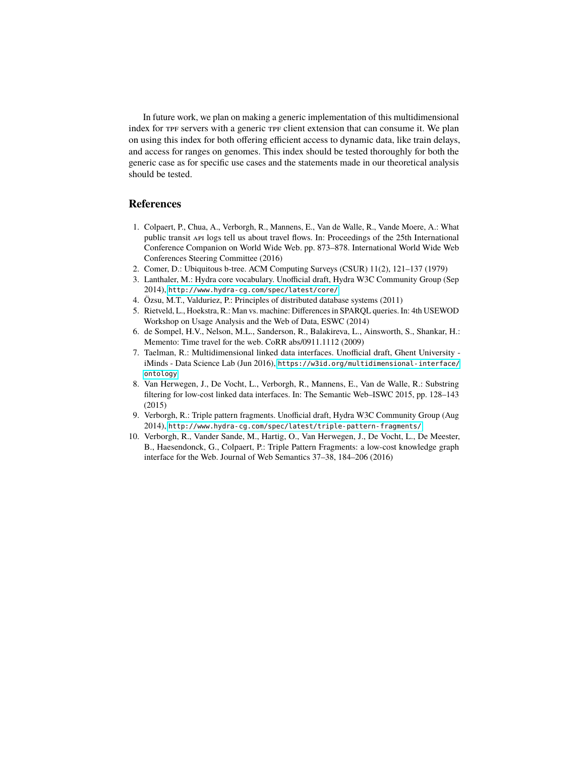In future work, we plan on making a generic implementation of this multidimensional index for TPF servers with a generic TPF client extension that can consume it. We plan on using this index for both offering efficient access to dynamic data, like train delays, and access for ranges on genomes. This index should be tested thoroughly for both the generic case as for specific use cases and the statements made in our theoretical analysis should be tested.

## References

1. Colpaert, P., Chua, A., Verborgh, R., Mannens, E., Van de Walle, R., Vande Moere, A.: What public transit API logs tell us about travel flows. In: Proceedings of the 25th International Conference Companion on World Wide Web. pp. 873–878. International World Wide Web Conferences Steering Committee (2016)
2. Comer, D.: Ubiquitous b-tree. ACM Computing Surveys (CSUR) 11(2), 121–137 (1979)
3. Lanthaler, M.: Hydra core vocabulary. Unofficial draft, Hydra W3C Community Group (Sep 2014), http://www.hydra-cg.com/spec/latest/core/
4. Özsu, M.T., Valduriez, P.: Principles of distributed database systems (2011)
5. Rietveld, L., Hoekstra, R.: Man vs. machine: Differences in SPARQL queries. In: 4th USEWOD Workshop on Usage Analysis and the Web of Data, ESWC (2014)
6. de Sompel, H.V., Nelson, M.L., Sanderson, R., Balakireva, L., Ainsworth, S., Shankar, H.: Memento: Time travel for the web. CoRR abs/0911.1112 (2009)
7. Taelman, R.: Multidimensional linked data interfaces. Unofficial draft, Ghent University - iMinds - Data Science Lab (Jun 2016), https://w3id.org/multidimensional-interface/ontology
8. Van Herwegen, J., De Vocht, L., Verborgh, R., Mannens, E., Van de Walle, R.: Substring filtering for low-cost linked data interfaces. In: The Semantic Web–ISWC 2015, pp. 128–143 (2015)
9. Verborgh, R.: Triple pattern fragments. Unofficial draft, Hydra W3C Community Group (Aug 2014), http://www.hydra-cg.com/spec/latest/triple-pattern-fragments/
10. Verborgh, R., Vander Sande, M., Hartig, O., Van Herwegen, J., De Vocht, L., De Meester, B., Haesendonck, G., Colpaert, P.: Triple Pattern Fragments: a low-cost knowledge graph interface for the Web. Journal of Web Semantics 37–38, 184–206 (2016)